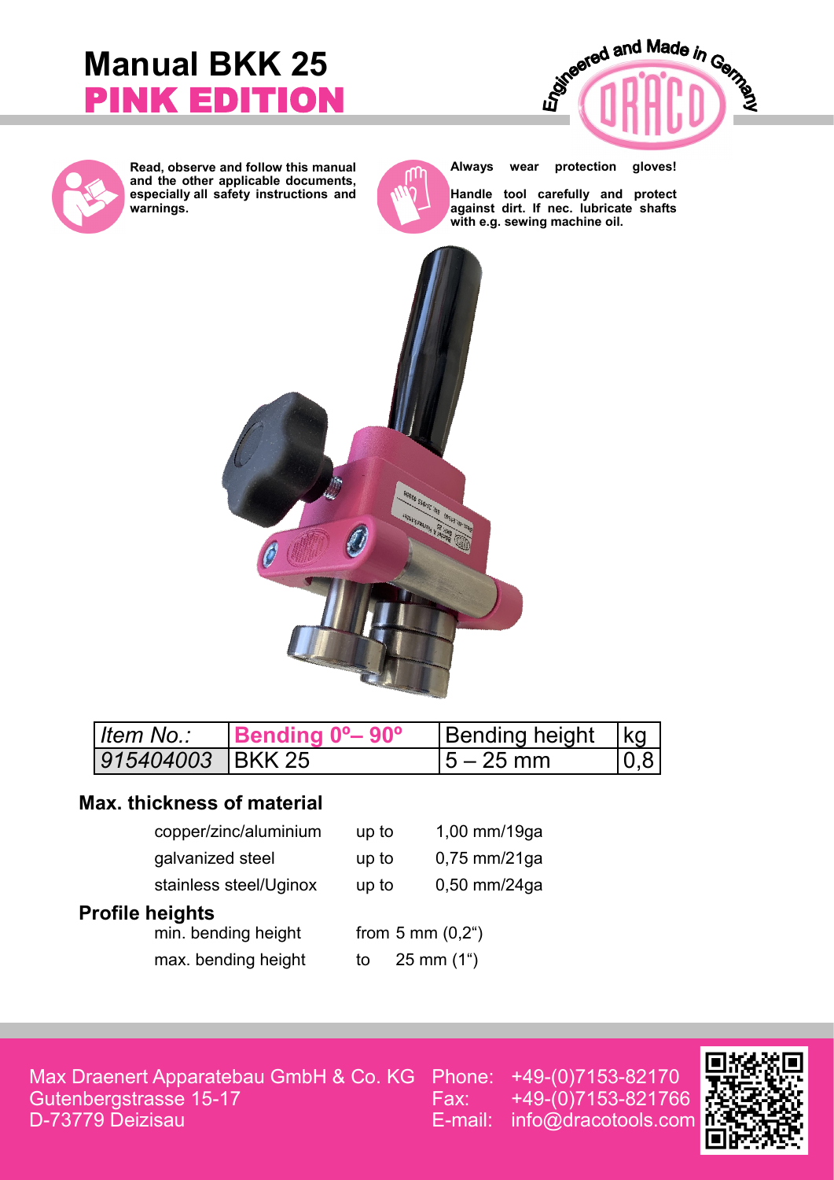# Manual BKK 25

## PINK EDITION

Engineered and Made in Germany

**Read, observe and follow this manual and the other applicable documents, especially all safety instructions and warnings.**

**Always wear protection gloves!**

**Handle tool carefully and protect against dirt. If nec. lubricate shafts with e.g. sewing machine oil.**

| *Item No.:* | **Bending 0º– 90º** | Bending height | kg |
|---|---|---|---|
| *915404003* | BKK 25 | 5 – 25 mm | 0,8 |

### Max. thickness of material

| | | |
|---|---|---|
| copper/zinc/aluminium | up to | 1,00 mm/19ga |
| galvanized steel | up to | 0,75 mm/21ga |
| stainless steel/Uginox | up to | 0,50 mm/24ga |

### Profile heights

| | |
|---|---|
| min. bending height | from 5 mm (0,2") |
| max. bending height | to 25 mm (1") |

Max Draenert Apparatebau GmbH & Co. KG
Gutenbergstrasse 15-17
D-73779 Deizisau

Phone: +49-(0)7153-82170
Fax: +49-(0)7153-821766
E-mail: info@dracotools.com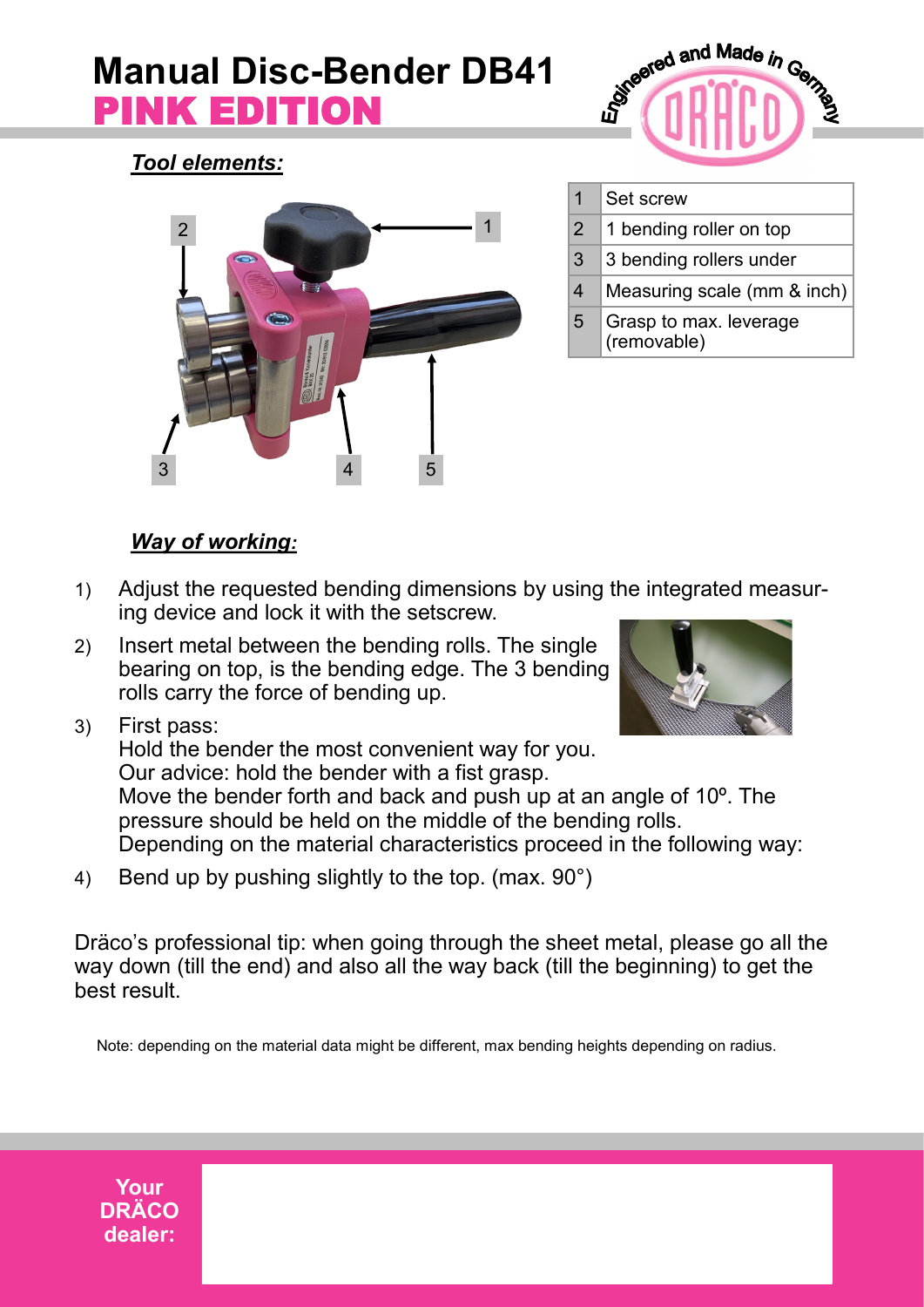# Manual Disc-Bender DB41
## PINK EDITION

Engineered and Made in Germany

DRÄCO

### *Tool elements:*

2

1

3

4

5

| | |
|---|---|
| 1 | Set screw |
| 2 | 1 bending roller on top |
| 3 | 3 bending rollers under |
| 4 | Measuring scale (mm & inch) |
| 5 | Grasp to max. leverage (removable) |

### *Way of working:*

1) Adjust the requested bending dimensions by using the integrated measuring device and lock it with the setscrew.
2) Insert metal between the bending rolls. The single bearing on top, is the bending edge. The 3 bending rolls carry the force of bending up.
3) First pass:
   Hold the bender the most convenient way for you.
   Our advice: hold the bender with a fist grasp.
   Move the bender forth and back and push up at an angle of 10º. The pressure should be held on the middle of the bending rolls.
   Depending on the material characteristics proceed in the following way:
4) Bend up by pushing slightly to the top. (max. 90°)

Dräco's professional tip: when going through the sheet metal, please go all the way down (till the end) and also all the way back (till the beginning) to get the best result.

Note: depending on the material data might be different, max bending heights depending on radius.

**Your DRÄCO dealer:**